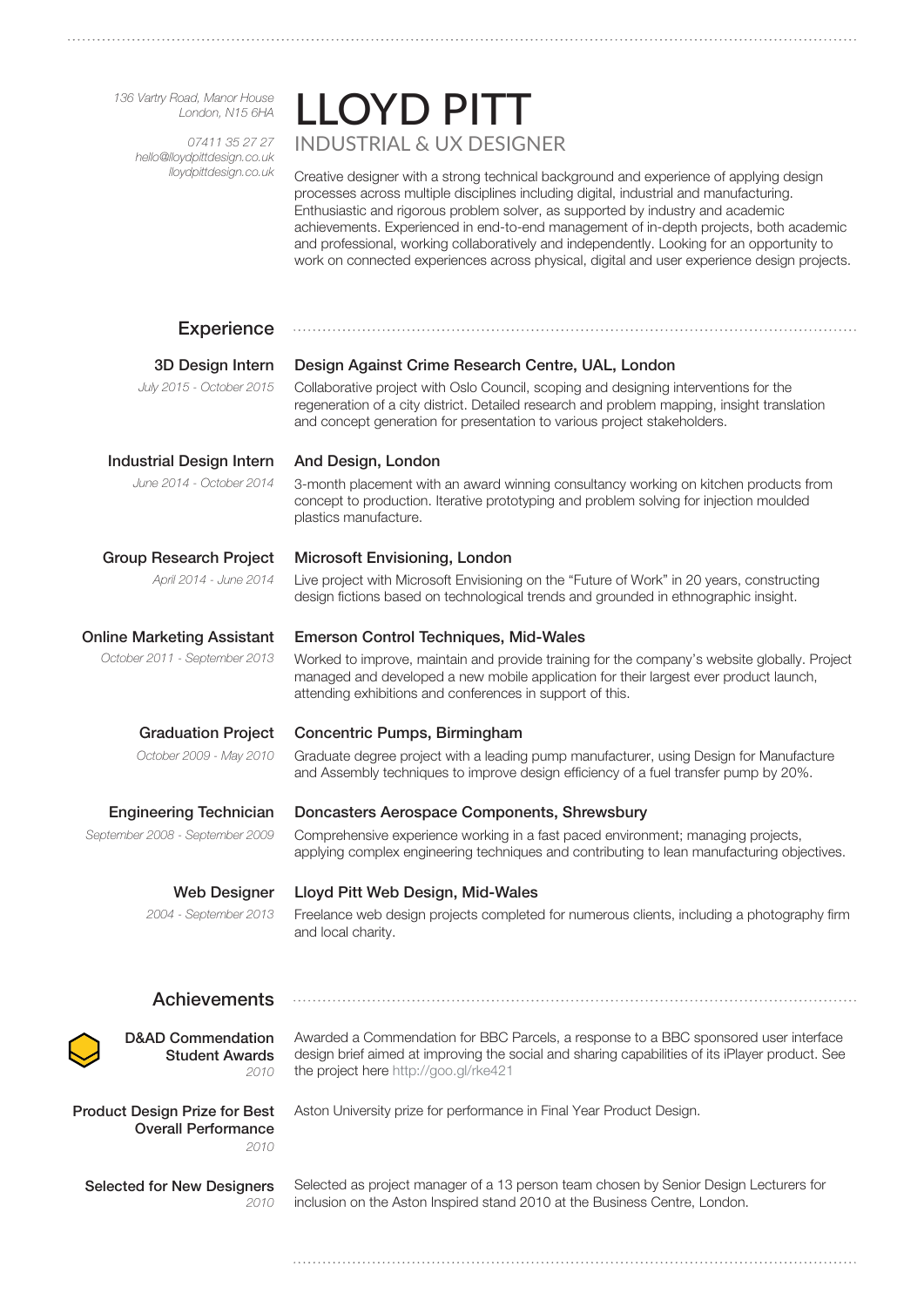*136 Vartry Road, Manor House*
*London, N15 6HA*

*07411 35 27 27*
*hello@lloydpittdesign.co.uk*
*lloydpittdesign.co.uk*

# LLOYD PITT

INDUSTRIAL & UX DESIGNER

Creative designer with a strong technical background and experience of applying design processes across multiple disciplines including digital, industrial and manufacturing. Enthusiastic and rigorous problem solver, as supported by industry and academic achievements. Experienced in end-to-end management of in-depth projects, both academic and professional, working collaboratively and independently. Looking for an opportunity to work on connected experiences across physical, digital and user experience design projects.

## Experience

**3D Design Intern**
*July 2015 - October 2015*

**Design Against Crime Research Centre, UAL, London**

Collaborative project with Oslo Council, scoping and designing interventions for the regeneration of a city district. Detailed research and problem mapping, insight translation and concept generation for presentation to various project stakeholders.

**Industrial Design Intern**
*June 2014 - October 2014*

**And Design, London**

3-month placement with an award winning consultancy working on kitchen products from concept to production. Iterative prototyping and problem solving for injection moulded plastics manufacture.

**Group Research Project**
*April 2014 - June 2014*

**Microsoft Envisioning, London**

Live project with Microsoft Envisioning on the "Future of Work" in 20 years, constructing design fictions based on technological trends and grounded in ethnographic insight.

**Online Marketing Assistant**
*October 2011 - September 2013*

**Emerson Control Techniques, Mid-Wales**

Worked to improve, maintain and provide training for the company's website globally. Project managed and developed a new mobile application for their largest ever product launch, attending exhibitions and conferences in support of this.

**Graduation Project**
*October 2009 - May 2010*

**Concentric Pumps, Birmingham**

Graduate degree project with a leading pump manufacturer, using Design for Manufacture and Assembly techniques to improve design efficiency of a fuel transfer pump by 20%.

**Engineering Technician**
*September 2008 - September 2009*

**Doncasters Aerospace Components, Shrewsbury**

Comprehensive experience working in a fast paced environment; managing projects, applying complex engineering techniques and contributing to lean manufacturing objectives.

**Web Designer**
*2004 - September 2013*

**Lloyd Pitt Web Design, Mid-Wales**

Freelance web design projects completed for numerous clients, including a photography firm and local charity.

## Achievements

**D&AD Commendation Student Awards**
*2010*

Awarded a Commendation for BBC Parcels, a response to a BBC sponsored user interface design brief aimed at improving the social and sharing capabilities of its iPlayer product. See the project here http://goo.gl/rke421

**Product Design Prize for Best Overall Performance**
*2010*

Aston University prize for performance in Final Year Product Design.

**Selected for New Designers**
*2010*

Selected as project manager of a 13 person team chosen by Senior Design Lecturers for inclusion on the Aston Inspired stand 2010 at the Business Centre, London.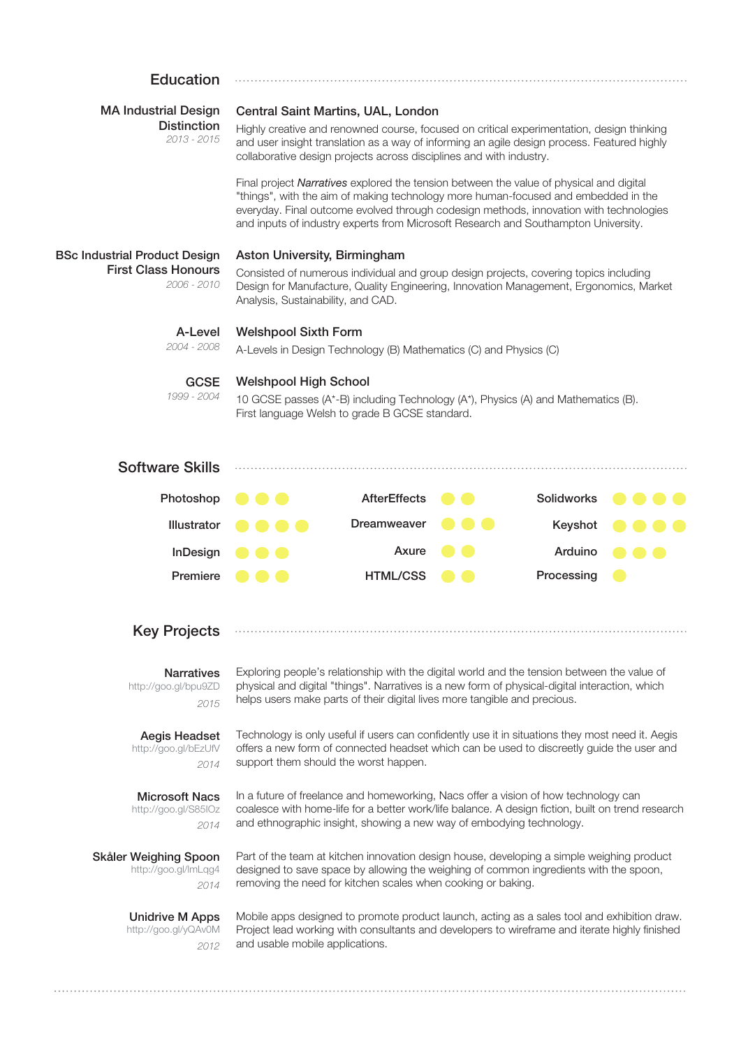## Education

**MA Industrial Design**
**Distinction**
*2013 - 2015*

**Central Saint Martins, UAL, London**

Highly creative and renowned course, focused on critical experimentation, design thinking and user insight translation as a way of informing an agile design process. Featured highly collaborative design projects across disciplines and with industry.

Final project *Narratives* explored the tension between the value of physical and digital "things", with the aim of making technology more human-focused and embedded in the everyday. Final outcome evolved through codesign methods, innovation with technologies and inputs of industry experts from Microsoft Research and Southampton University.

**BSc Industrial Product Design**
**First Class Honours**
*2006 - 2010*

**Aston University, Birmingham**

Consisted of numerous individual and group design projects, covering topics including Design for Manufacture, Quality Engineering, Innovation Management, Ergonomics, Market Analysis, Sustainability, and CAD.

**A-Level**
*2004 - 2008*

**Welshpool Sixth Form**

A-Levels in Design Technology (B) Mathematics (C) and Physics (C)

**GCSE**
*1999 - 2004*

**Welshpool High School**

10 GCSE passes (A*-B) including Technology (A*), Physics (A) and Mathematics (B).
First language Welsh to grade B GCSE standard.

## Software Skills

| Software | Level | Software | Level | Software | Level |
|---|---|---|---|---|---|
| Photoshop | ●●● | AfterEffects | ●● | Solidworks | ●●●● |
| Illustrator | ●●●● | Dreamweaver | ●●● | Keyshot | ●●●● |
| InDesign | ●●● | Axure | ●● | Arduino | ●●● |
| Premiere | ●●● | HTML/CSS | ●● | Processing | ● |

## Key Projects

**Narratives**
http://goo.gl/bpu9ZD
*2015*

Exploring people's relationship with the digital world and the tension between the value of physical and digital "things". Narratives is a new form of physical-digital interaction, which helps users make parts of their digital lives more tangible and precious.

**Aegis Headset**
http://goo.gl/bEzUfV
*2014*

Technology is only useful if users can confidently use it in situations they most need it. Aegis offers a new form of connected headset which can be used to discreetly guide the user and support them should the worst happen.

**Microsoft Nacs**
http://goo.gl/S85lOz
*2014*

In a future of freelance and homeworking, Nacs offer a vision of how technology can coalesce with home-life for a better work/life balance. A design fiction, built on trend research and ethnographic insight, showing a new way of embodying technology.

**Skåler Weighing Spoon**
http://goo.gl/lmLqg4
*2014*

Part of the team at kitchen innovation design house, developing a simple weighing product designed to save space by allowing the weighing of common ingredients with the spoon, removing the need for kitchen scales when cooking or baking.

**Unidrive M Apps**
http://goo.gl/yQAv0M
*2012*

Mobile apps designed to promote product launch, acting as a sales tool and exhibition draw. Project lead working with consultants and developers to wireframe and iterate highly finished and usable mobile applications.